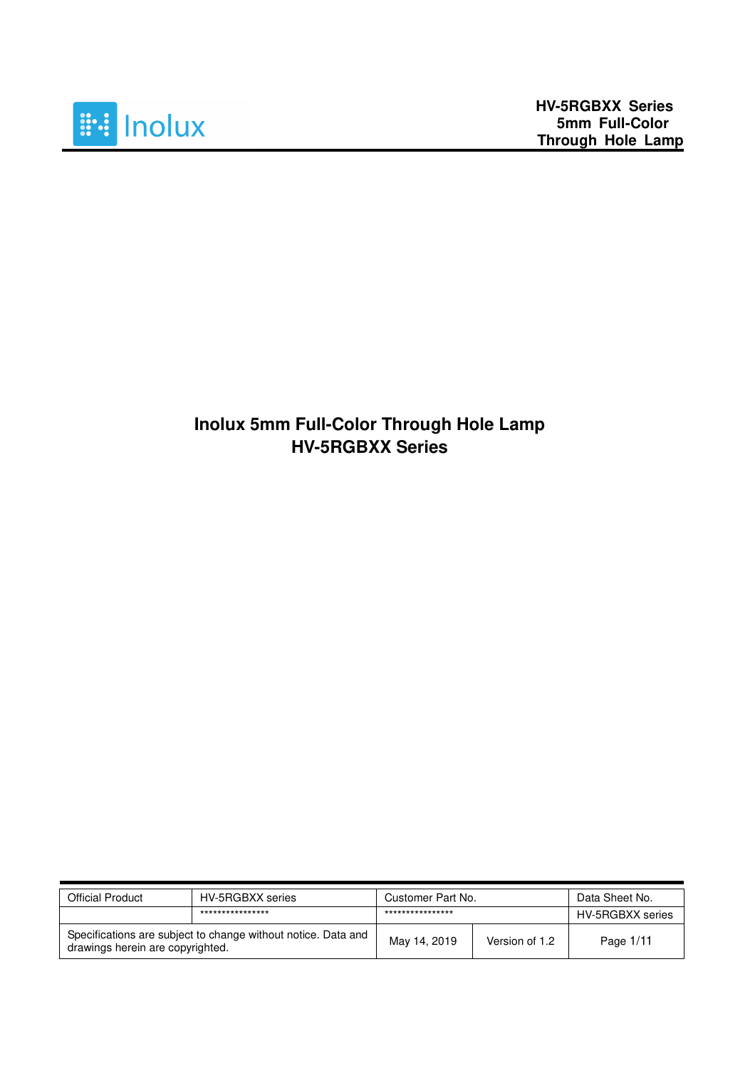# Inolux 5mm Full-Color Through Hole Lamp

# HV-5RGBXX Series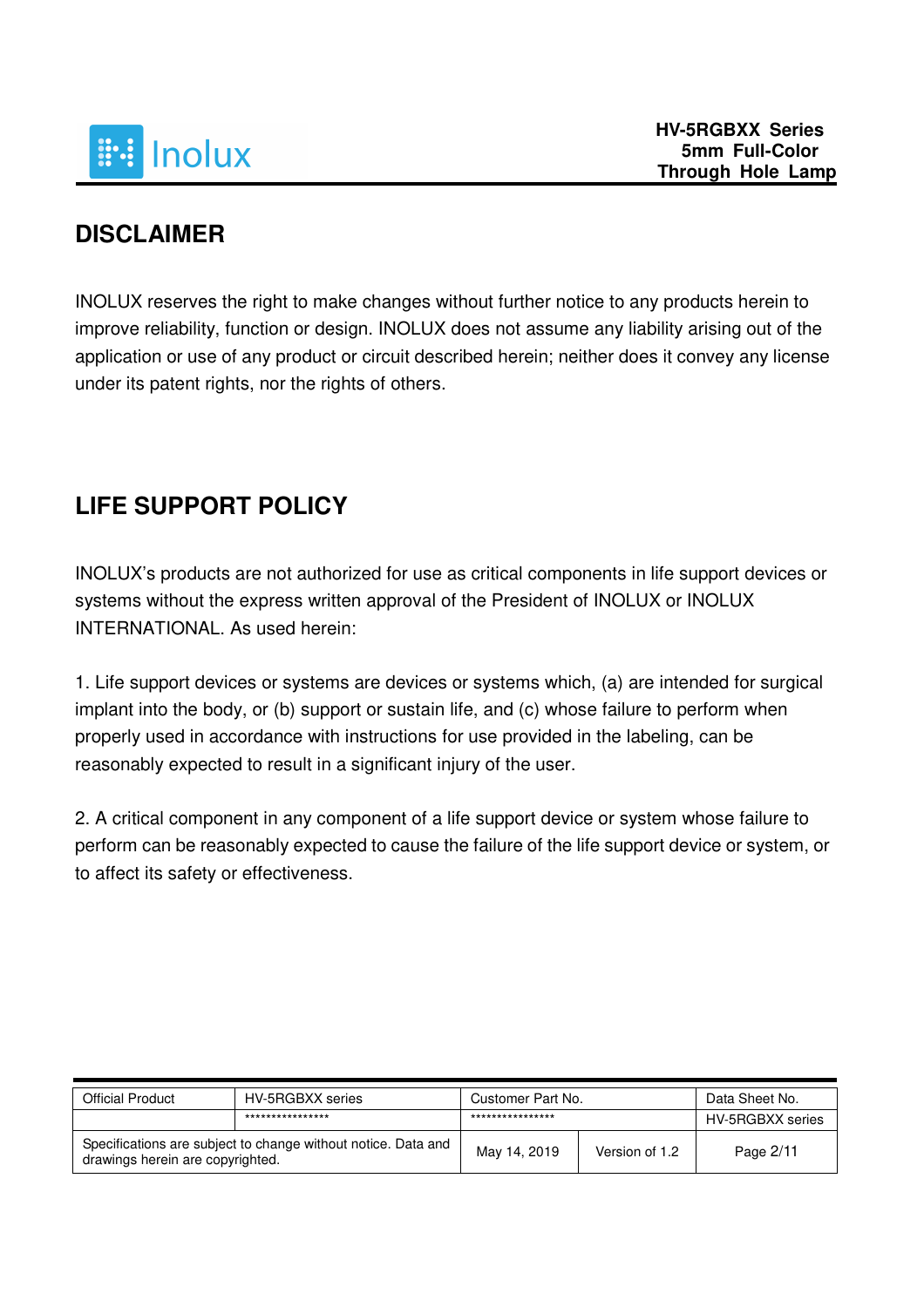## DISCLAIMER

INOLUX reserves the right to make changes without further notice to any products herein to improve reliability, function or design. INOLUX does not assume any liability arising out of the application or use of any product or circuit described herein; neither does it convey any license under its patent rights, nor the rights of others.

## LIFE SUPPORT POLICY

INOLUX's products are not authorized for use as critical components in life support devices or systems without the express written approval of the President of INOLUX or INOLUX INTERNATIONAL. As used herein:

1. Life support devices or systems are devices or systems which, (a) are intended for surgical implant into the body, or (b) support or sustain life, and (c) whose failure to perform when properly used in accordance with instructions for use provided in the labeling, can be reasonably expected to result in a significant injury of the user.

2. A critical component in any component of a life support device or system whose failure to perform can be reasonably expected to cause the failure of the life support device or system, or to affect its safety or effectiveness.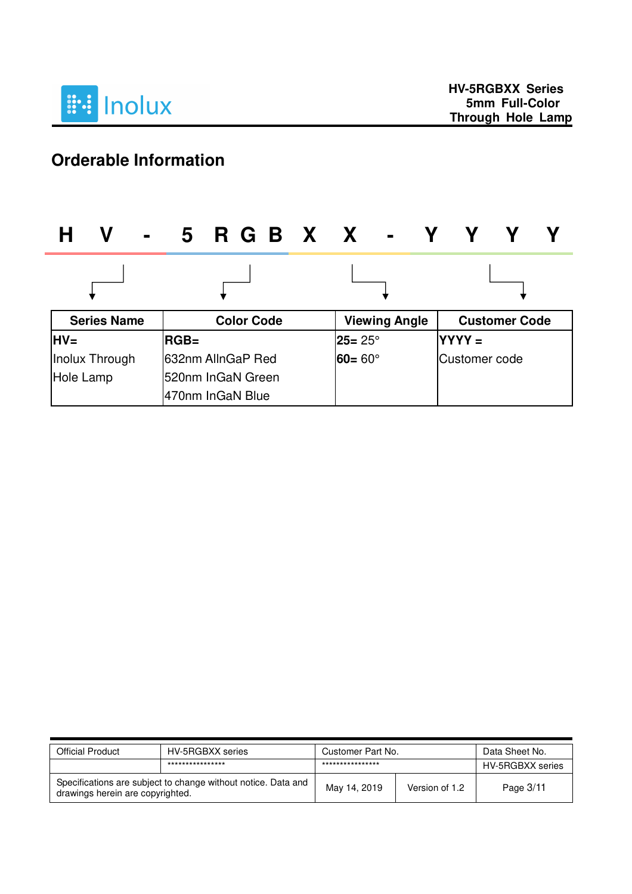## Orderable Information

**H V - 5 R G B X X - Y Y Y Y**

| Series Name | Color Code | Viewing Angle | Customer Code |
|---|---|---|---|
| **HV=** | **RGB=** | **25=** 25° | **YYYY =** |
| Inolux Through | 632nm AlInGaP Red | **60=** 60° | Customer code |
| Hole Lamp | 520nm InGaN Green | | |
| | 470nm InGaN Blue | | |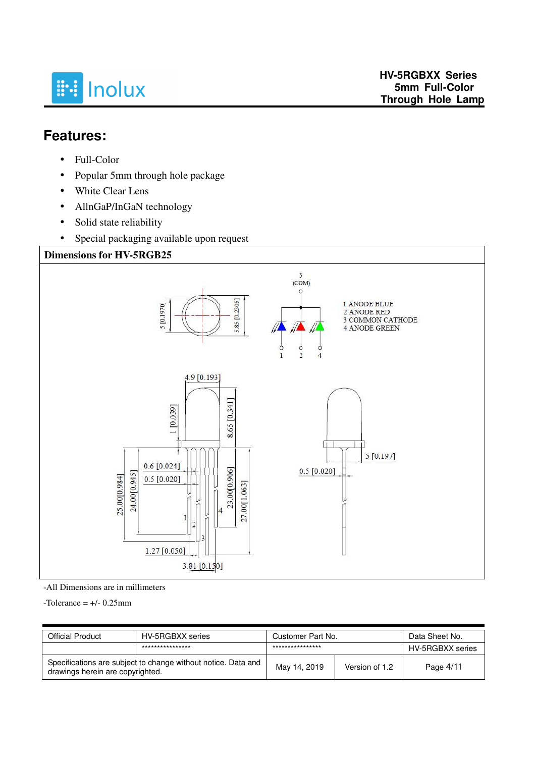## Features:

- Full-Color
- Popular 5mm through hole package
- White Clear Lens
- AllnGaP/InGaN technology
- Solid state reliability
- Special packaging available upon request

**Dimensions for HV-5RGB25**

1 ANODE BLUE
2 ANODE RED
3 COMMON CATHODE
4 ANODE GREEN

-All Dimensions are in millimeters

-Tolerance = +/- 0.25mm

| Official Product | HV-5RGBXX series | Customer Part No. | | Data Sheet No. |
|---|---|---|---|---|
| | **************** | **************** | | HV-5RGBXX series |
| Specifications are subject to change without notice. Data and drawings herein are copyrighted. | | May 14, 2019 | Version of 1.2 | Page 4/11 |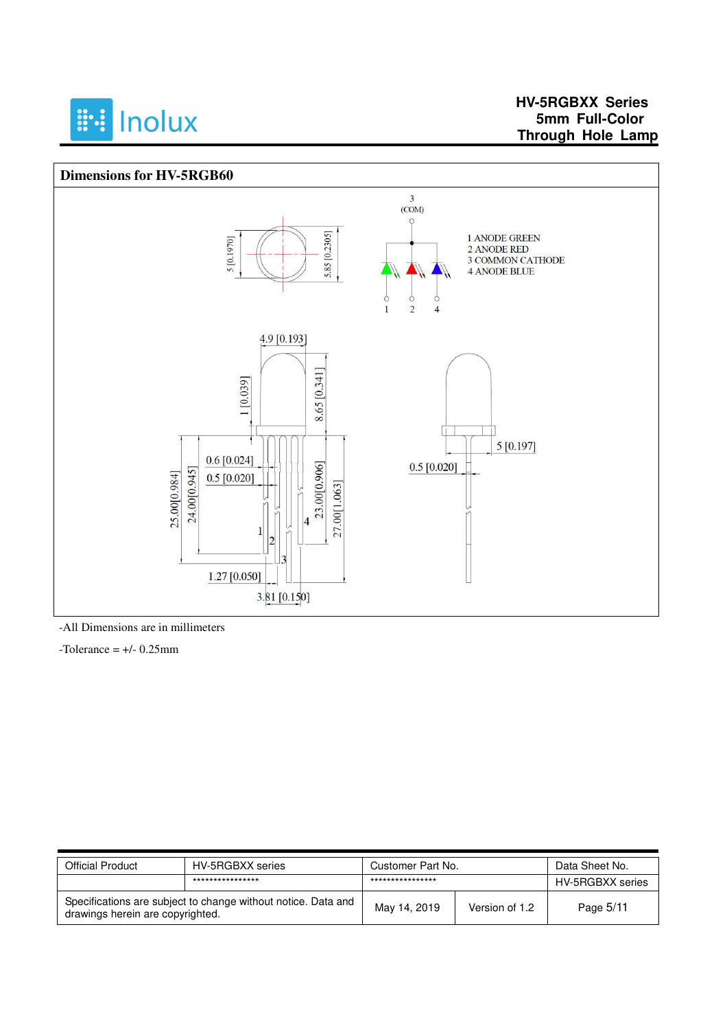## Dimensions for HV-5RGB60

1 ANODE GREEN
2 ANODE RED
3 COMMON CATHODE
4 ANODE BLUE

-All Dimensions are in millimeters

-Tolerance = +/- 0.25mm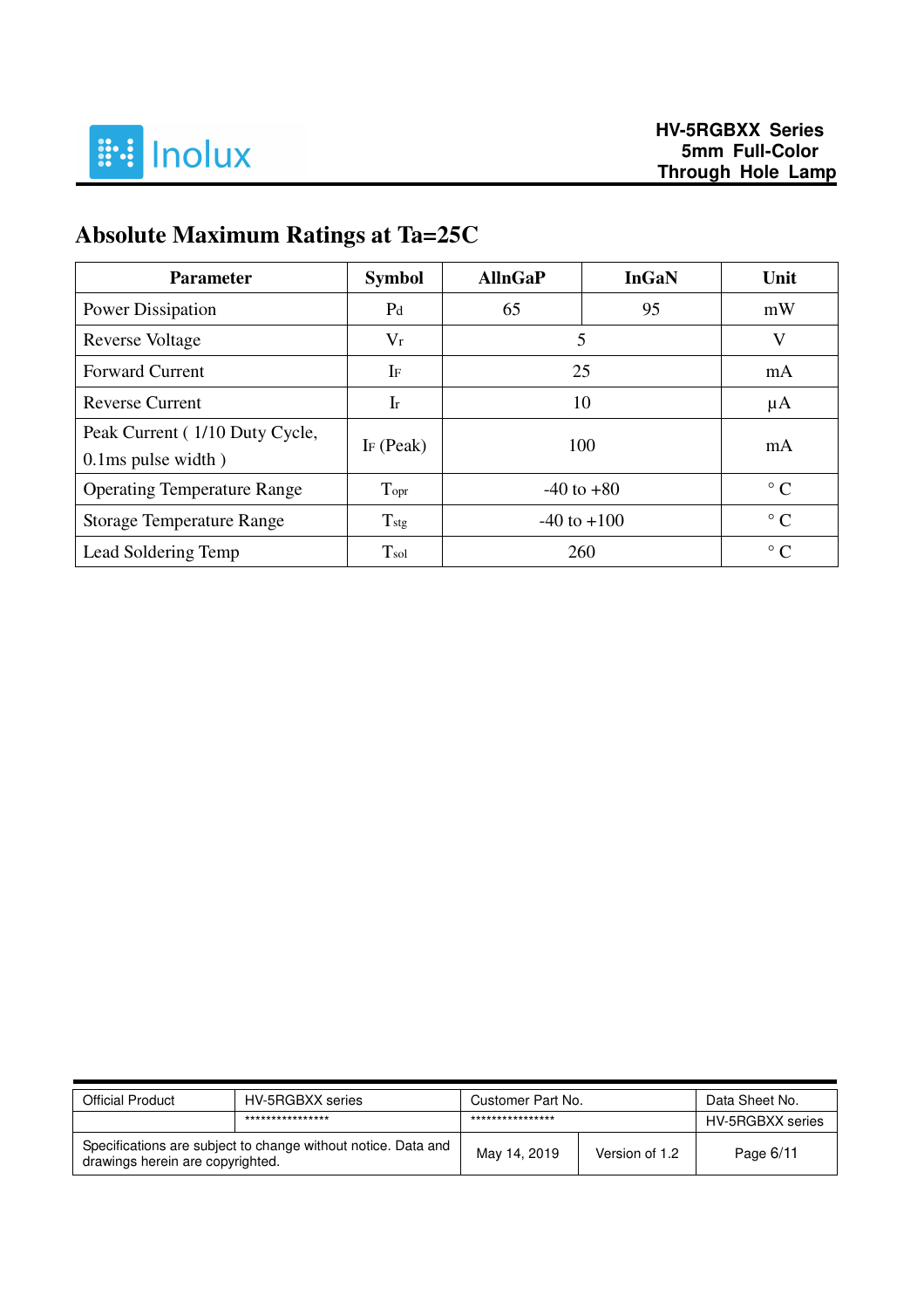## Absolute Maximum Ratings at Ta=25C

| Parameter | Symbol | AlInGaP | InGaN | Unit |
|---|---|---|---|---|
| Power Dissipation | $P_d$ | 65 | 95 | mW |
| Reverse Voltage | $V_r$ | 5 | | V |
| Forward Current | $I_F$ | 25 | | mA |
| Reverse Current | $I_r$ | 10 | | μA |
| Peak Current ( 1/10 Duty Cycle, 0.1ms pulse width ) | $I_F$ (Peak) | 100 | | mA |
| Operating Temperature Range | $T_{opr}$ | -40 to +80 | | ° C |
| Storage Temperature Range | $T_{stg}$ | -40 to +100 | | ° C |
| Lead Soldering Temp | $T_{sol}$ | 260 | | ° C |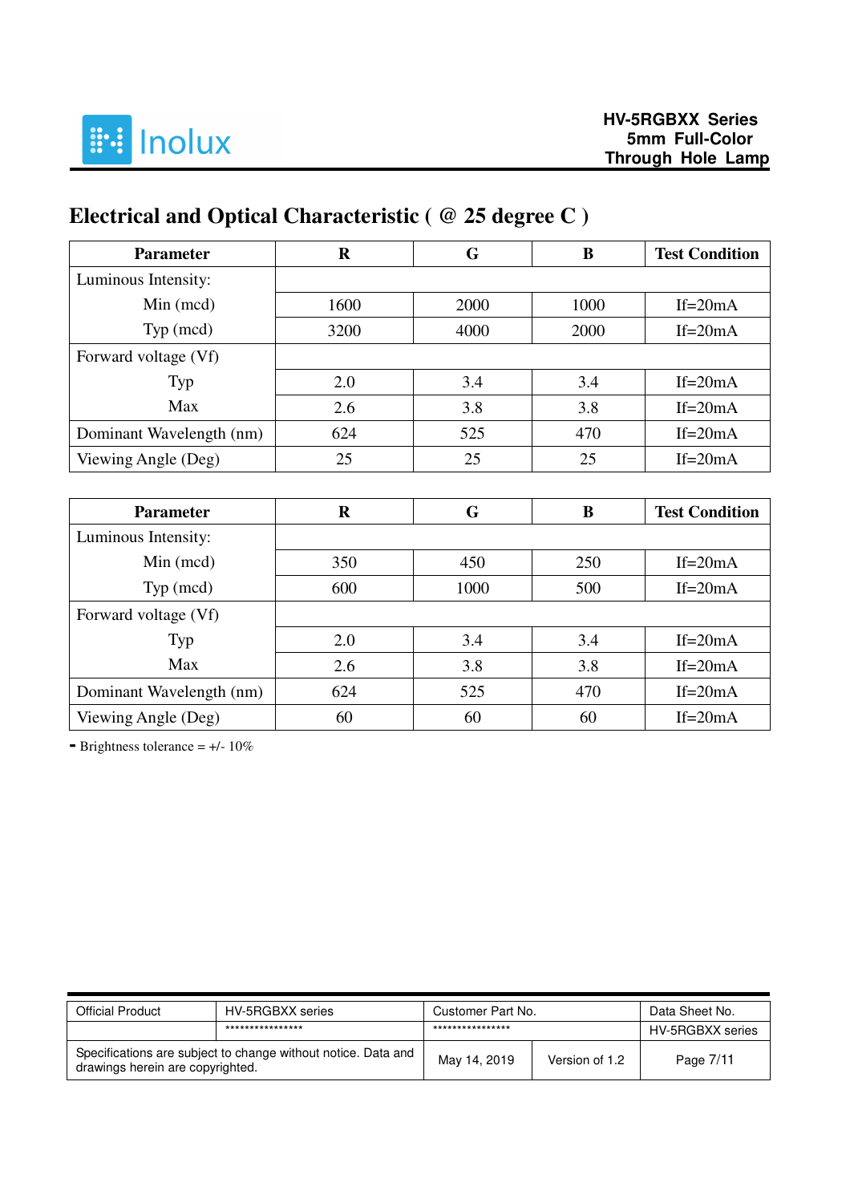# Electrical and Optical Characteristic ( @ 25 degree C )

| Parameter | R | G | B | Test Condition |
|---|---|---|---|---|
| Luminous Intensity: | | | | |
| Min (mcd) | 1600 | 2000 | 1000 | If=20mA |
| Typ (mcd) | 3200 | 4000 | 2000 | If=20mA |
| Forward voltage (Vf) | | | | |
| Typ | 2.0 | 3.4 | 3.4 | If=20mA |
| Max | 2.6 | 3.8 | 3.8 | If=20mA |
| Dominant Wavelength (nm) | 624 | 525 | 470 | If=20mA |
| Viewing Angle (Deg) | 25 | 25 | 25 | If=20mA |

| Parameter | R | G | B | Test Condition |
|---|---|---|---|---|
| Luminous Intensity: | | | | |
| Min (mcd) | 350 | 450 | 250 | If=20mA |
| Typ (mcd) | 600 | 1000 | 500 | If=20mA |
| Forward voltage (Vf) | | | | |
| Typ | 2.0 | 3.4 | 3.4 | If=20mA |
| Max | 2.6 | 3.8 | 3.8 | If=20mA |
| Dominant Wavelength (nm) | 624 | 525 | 470 | If=20mA |
| Viewing Angle (Deg) | 60 | 60 | 60 | If=20mA |

- Brightness tolerance = +/- 10%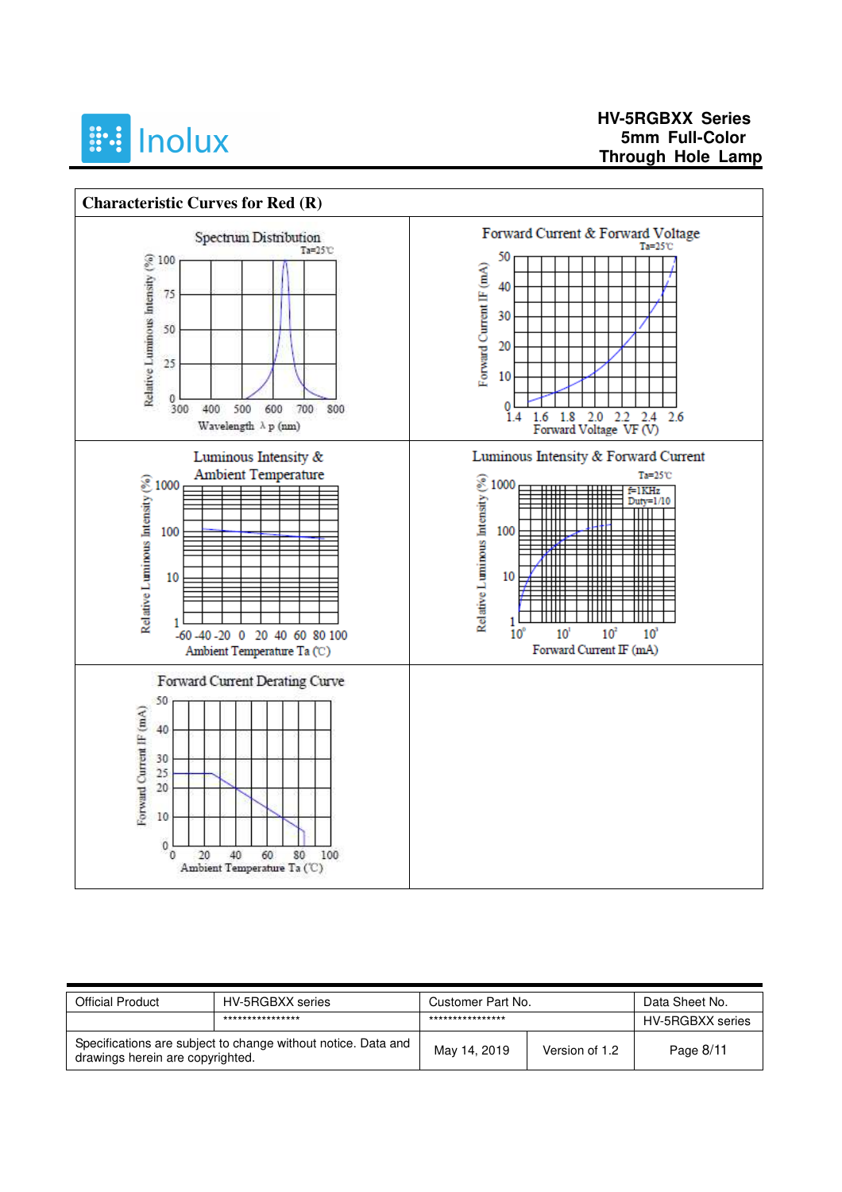## Characteristic Curves for Red (R)

Spectrum Distribution

Ta=25℃

Relative Luminous Intensity (%)

100, 75, 50, 25, 0

300 400 500 600 700 800

Wavelength λp (nm)

Forward Current & Forward Voltage

Ta=25℃

Forward Current IF (mA)

50, 40, 30, 20, 10, 0

1.4 1.6 1.8 2.0 2.2 2.4 2.6

Forward Voltage VF (V)

Luminous Intensity & Ambient Temperature

Relative Luminous Intensity (%)

1000, 100, 10, 1

-60 -40 -20 0 20 40 60 80 100

Ambient Temperature Ta (℃)

Luminous Intensity & Forward Current

Ta=25℃

f=1KHz
Duty=1/10

Relative Luminous Intensity (%)

1000, 100, 10, 1

$10^0$ $10^1$ $10^2$ $10^3$

Forward Current IF (mA)

Forward Current Derating Curve

Forward Current IF (mA)

50, 40, 30, 25, 20, 10, 0

0 20 40 60 80 100

Ambient Temperature Ta (℃)

| Official Product | HV-5RGBXX series | Customer Part No. | | Data Sheet No. |
|---|---|---|---|---|
| | **************** | **************** | | HV-5RGBXX series |
| Specifications are subject to change without notice. Data and drawings herein are copyrighted. | | May 14, 2019 | Version of 1.2 | Page 8/11 |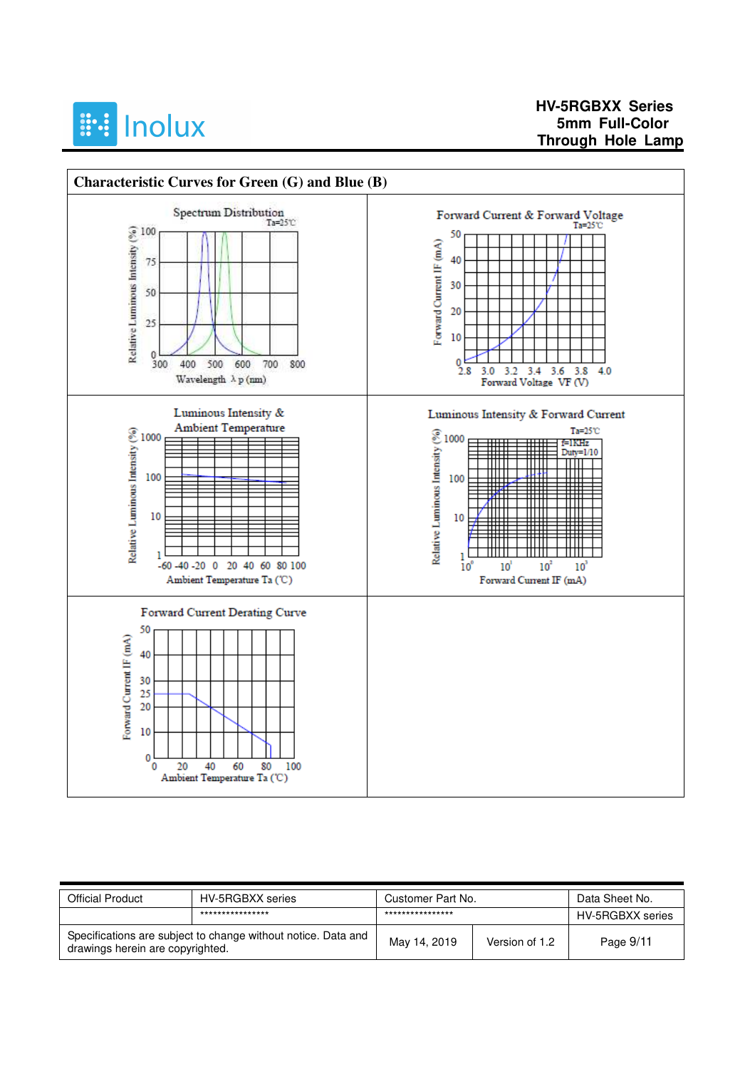## Characteristic Curves for Green (G) and Blue (B)

**Spectrum Distribution**

Ta=25℃

Relative Luminous Intensity (%): 0, 25, 50, 75, 100

Wavelength λp (nm): 300, 400, 500, 600, 700, 800

**Forward Current & Forward Voltage**

Ta=25℃

Forward Current IF (mA): 0, 10, 20, 30, 40, 50

Forward Voltage VF (V): 2.8, 3.0, 3.2, 3.4, 3.6, 3.8, 4.0

**Luminous Intensity & Ambient Temperature**

Relative Luminous Intensity (%): 1, 10, 100, 1000

Ambient Temperature Ta (℃): -60, -40, -20, 0, 20, 40, 60, 80, 100

**Luminous Intensity & Forward Current**

Ta=25℃

f=1KHz

Duty=1/10

Relative Luminous Intensity (%): 1, 10, 100, 1000

Forward Current IF (mA): $10^0$, $10^1$, $10^2$, $10^3$

**Forward Current Derating Curve**

Forward Current IF (mA): 0, 10, 20, 25, 30, 40, 50

Ambient Temperature Ta (℃): 0, 20, 40, 60, 80, 100

| Official Product | HV-5RGBXX series | Customer Part No. | | Data Sheet No. |
|---|---|---|---|---|
| | **************** | **************** | | HV-5RGBXX series |
| Specifications are subject to change without notice. Data and drawings herein are copyrighted. | | May 14, 2019 | Version of 1.2 | Page 9/11 |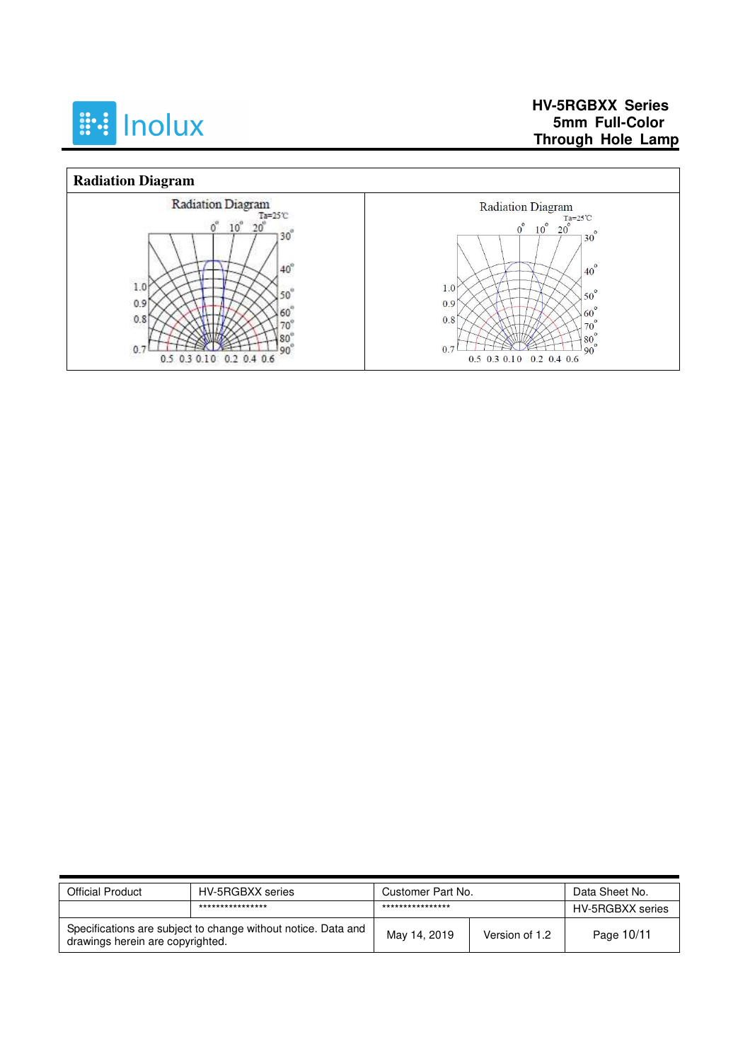## Radiation Diagram

| Radiation Diagram | Radiation Diagram |
| --- | --- |
| Ta=25℃ | Ta=25℃ |
| 0° 10° 20° 30° 40° 50° 60° 70° 80° 90° | 0° 10° 20° 30° 40° 50° 60° 70° 80° 90° |
| 1.0 0.9 0.8 0.7 | 1.0 0.9 0.8 0.7 |
| 0.5 0.3 0.1 0 0.2 0.4 0.6 | 0.5 0.3 0.1 0 0.2 0.4 0.6 |

| Official Product | HV-5RGBXX series | Customer Part No. | | Data Sheet No. |
| --- | --- | --- | --- | --- |
| | **************** | **************** | | HV-5RGBXX series |
| Specifications are subject to change without notice. Data and drawings herein are copyrighted. | | May 14, 2019 | Version of 1.2 | Page 10/11 |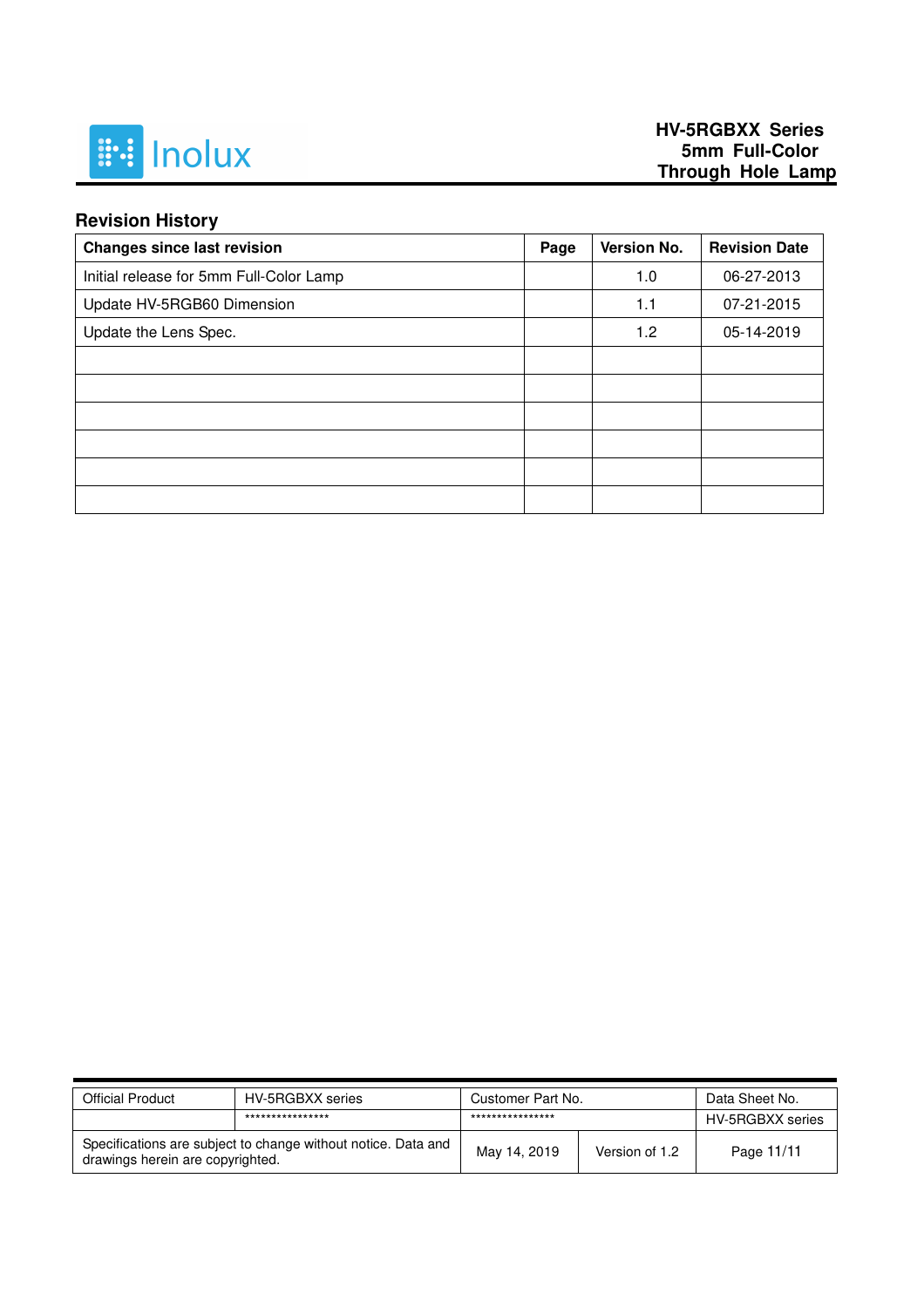## Revision History

| Changes since last revision | Page | Version No. | Revision Date |
|---|---|---|---|
| Initial release for 5mm Full-Color Lamp | | 1.0 | 06-27-2013 |
| Update HV-5RGB60 Dimension | | 1.1 | 07-21-2015 |
| Update the Lens Spec. | | 1.2 | 05-14-2019 |
| | | | |
| | | | |
| | | | |
| | | | |
| | | | |
| | | | |